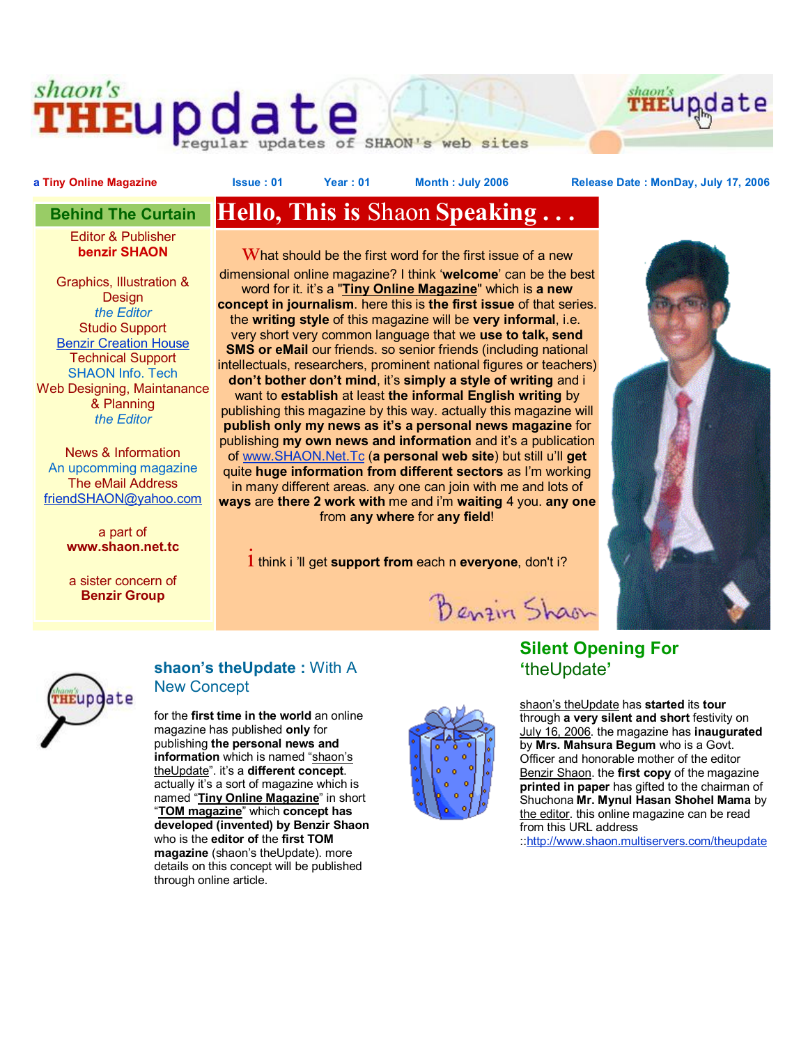# shaon's THEupdate

regular updates of SHAON's web sites

a Tiny Online Magazine | Issue : 01 | Year : 01 | Month : July 2006 | Release Date : MonDay, July 17, 2006

## Behind The Curtain

Editor & Publisher
**benzir SHAON**

Graphics, Illustration & Design
*the Editor*
Studio Support
Benzir Creation House
Technical Support
SHAON Info. Tech
Web Designing, Maintanance & Planning
*the Editor*

News & Information
An upcomming magazine
The eMail Address
friendSHAON@yahoo.com

a part of
**www.shaon.net.tc**

a sister concern of
**Benzir Group**

## Hello, This is Shaon Speaking . . .

What should be the first word for the first issue of a new dimensional online magazine? I think '**welcome**' can be the best word for it. it's a "**Tiny Online Magazine**" which is **a new concept in journalism**. here this is **the first issue** of that series. the **writing style** of this magazine will be **very informal**, i.e. very short very common language that we **use to talk, send SMS or eMail** our friends. so senior friends (including national intellectuals, researchers, prominent national figures or teachers) **don't bother don't mind**, it's **simply a style of writing** and i want to **establish** at least **the informal English writing** by publishing this magazine by this way. actually this magazine will **publish only my news as it's a personal news magazine** for publishing **my own news and information** and it's a publication of www.SHAON.Net.Tc (**a personal web site**) but still u'll **get** quite **huge information from different sectors** as I'm working in many different areas. any one can join with me and lots of **ways** are **there 2 work with** me and i'm **waiting** 4 you. **any one** from **any where** for **any field**!

i think i 'll get **support from** each n **everyone**, don't i?

Benzir Shaon

## shaon's theUpdate : With A New Concept

for the **first time in the world** an online magazine has published **only** for publishing **the personal news and information** which is named "shaon's theUpdate". it's a **different concept**. actually it's a sort of magazine which is named "**Tiny Online Magazine**" in short "**TOM magazine**" which **concept has developed (invented) by Benzir Shaon** who is the **editor of** the **first TOM magazine** (shaon's theUpdate). more details on this concept will be published through online article.

## Silent Opening For 'theUpdate'

shaon's theUpdate has **started** its **tour** through **a very silent and short** festivity on July 16, 2006. the magazine has **inaugurated** by **Mrs. Mahsura Begum** who is a Govt. Officer and honorable mother of the editor Benzir Shaon. the **first copy** of the magazine **printed in paper** has gifted to the chairman of Shuchona **Mr. Mynul Hasan Shohel Mama** by the editor. this online magazine can be read from this URL address ::http://www.shaon.multiservers.com/theupdate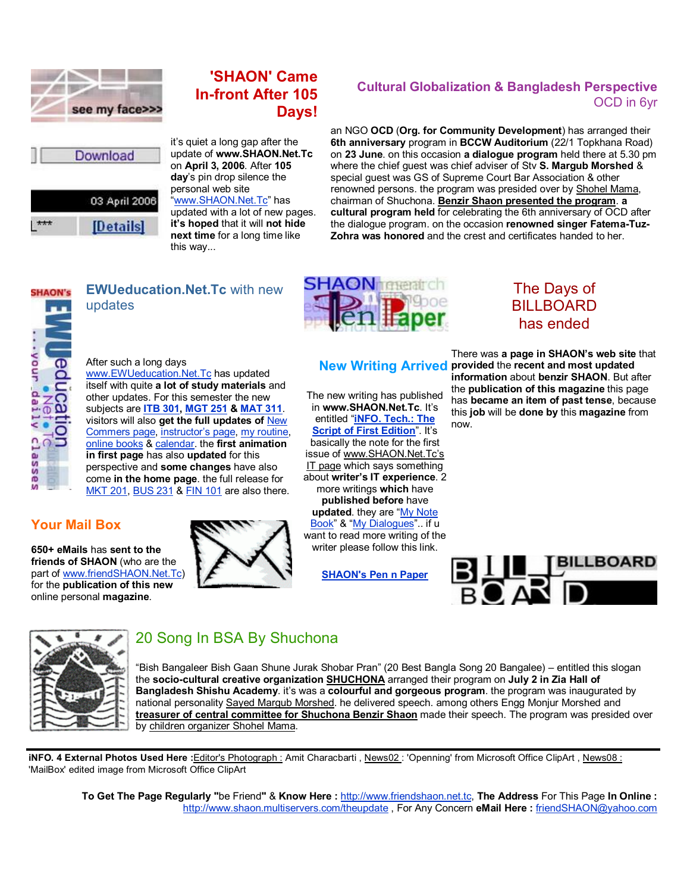## 'SHAON' Came In-front After 105 Days!

see my face>>>

Download

03 April 2006

[Details]

it's quiet a long gap after the update of **www.SHAON.Net.Tc** on **April 3, 2006**. After **105 day**'s pin drop silence the personal web site "www.SHAON.Net.Tc" has updated with a lot of new pages. **it's hoped** that it will **not hide next time** for a long time like this way...

## Cultural Globalization & Bangladesh Perspective

### OCD in 6yr

an NGO **OCD** (**Org. for Community Development**) has arranged their **6th anniversary** program in **BCCW Auditorium** (22/1 Topkhana Road) on **23 June**. on this occasion **a dialogue program** held there at 5.30 pm where the chief guest was chief adviser of Stv **S. Margub Morshed** & special guest was GS of Supreme Court Bar Association & other renowned persons. the program was presided over by Shohel Mama, chairman of Shuchona. **Benzir Shaon presented the program**. **a cultural program held** for celebrating the 6th anniversary of OCD after the dialogue program. on the occasion **renowned singer Fatema-Tuz-Zohra was honored** and the crest and certificates handed to her.

## EWUeducation.Net.Tc with new updates

After such a long days www.EWUeducation.Net.Tc has updated itself with quite **a lot of study materials** and other updates. For this semester the new subjects are **ITB 301**, **MGT 251** & **MAT 311**. visitors will also **get the full updates of** New Commers page, instructor's page, my routine, online books & calendar. the **first animation in first page** has also **updated** for this perspective and **some changes** have also come **in the home page**. the full release for MKT 201, BUS 231 & FIN 101 are also there.

## New Writing Arrived

The new writing has published in **www.SHAON.Net.Tc**. It's entitled "**iNFO. Tech.: The Script of First Edition**". It's basically the note for the first issue of www.SHAON.Net.Tc's IT page which says something about **writer's IT experience**. 2 more writings **which** have **published before** have **updated**. they are "My Note Book" & "My Dialogues".. if u want to read more writing of the writer please follow this link.

**SHAON's Pen n Paper**

## The Days of BILLBOARD has ended

There was **a page in SHAON's web site** that **provided** the **recent and most updated information** about **benzir SHAON**. But after the **publication of this magazine** this page has **became an item of past tense**, because this **job** will be **done by** this **magazine** from now.

## Your Mail Box

**650+ eMails** has **sent to the friends of SHAON** (who are the part of www.friendSHAON.Net.Tc) for the **publication of this new** online personal **magazine**.

## 20 Song In BSA By Shuchona

"Bish Bangaleer Bish Gaan Shune Jurak Shobar Pran" (20 Best Bangla Song 20 Bangalee) – entitled this slogan the **socio-cultural creative organization SHUCHONA** arranged their program on **July 2 in Zia Hall of Bangladesh Shishu Academy**. it's was a **colourful and gorgeous program**. the program was inaugurated by national personality Sayed Margub Morshed. he delivered speech. among others Engg Monjur Morshed and **treasurer of central committee for Shuchona Benzir Shaon** made their speech. The program was presided over by children organizer Shohel Mama.

---

**iNFO. 4 External Photos Used Here :** Editor's Photograph : Amit Characbarti , News02 : 'Openning' from Microsoft Office ClipArt , News08 : 'MailBox' edited image from Microsoft Office ClipArt

**To Get The Page Regularly "**be Friend**"** & **Know Here :** http://www.friendshaon.net.tc, **The Address** For This Page **In Online :** http://www.shaon.multiservers.com/theupdate , For Any Concern **eMail Here :** friendSHAON@yahoo.com